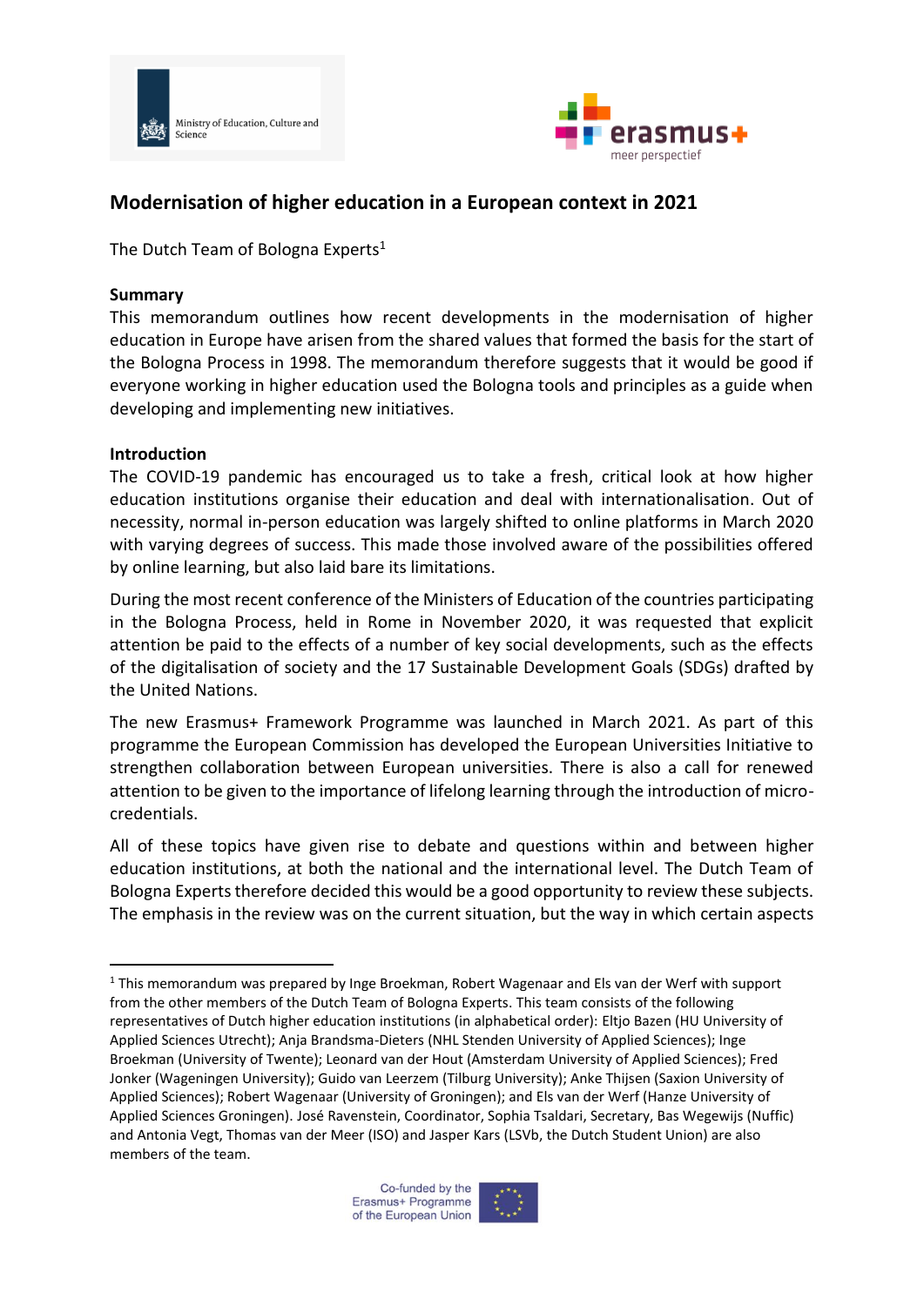# Modernisation of higher education in a European context in 2021

The Dutch Team of Bologna Experts[1]

## Summary

This memorandum outlines how recent developments in the modernisation of higher education in Europe have arisen from the shared values that formed the basis for the start of the Bologna Process in 1998. The memorandum therefore suggests that it would be good if everyone working in higher education used the Bologna tools and principles as a guide when developing and implementing new initiatives.

## Introduction

The COVID-19 pandemic has encouraged us to take a fresh, critical look at how higher education institutions organise their education and deal with internationalisation. Out of necessity, normal in-person education was largely shifted to online platforms in March 2020 with varying degrees of success. This made those involved aware of the possibilities offered by online learning, but also laid bare its limitations.

During the most recent conference of the Ministers of Education of the countries participating in the Bologna Process, held in Rome in November 2020, it was requested that explicit attention be paid to the effects of a number of key social developments, such as the effects of the digitalisation of society and the 17 Sustainable Development Goals (SDGs) drafted by the United Nations.

The new Erasmus+ Framework Programme was launched in March 2021. As part of this programme the European Commission has developed the European Universities Initiative to strengthen collaboration between European universities. There is also a call for renewed attention to be given to the importance of lifelong learning through the introduction of micro-credentials.

All of these topics have given rise to debate and questions within and between higher education institutions, at both the national and the international level. The Dutch Team of Bologna Experts therefore decided this would be a good opportunity to review these subjects. The emphasis in the review was on the current situation, but the way in which certain aspects

[1] This memorandum was prepared by Inge Broekman, Robert Wagenaar and Els van der Werf with support from the other members of the Dutch Team of Bologna Experts. This team consists of the following representatives of Dutch higher education institutions (in alphabetical order): Eltjo Bazen (HU University of Applied Sciences Utrecht); Anja Brandsma-Dieters (NHL Stenden University of Applied Sciences); Inge Broekman (University of Twente); Leonard van der Hout (Amsterdam University of Applied Sciences); Fred Jonker (Wageningen University); Guido van Leerzem (Tilburg University); Anke Thijsen (Saxion University of Applied Sciences); Robert Wagenaar (University of Groningen); and Els van der Werf (Hanze University of Applied Sciences Groningen). José Ravenstein, Coordinator, Sophia Tsaldari, Secretary, Bas Wegewijs (Nuffic) and Antonia Vegt, Thomas van der Meer (ISO) and Jasper Kars (LSVb, the Dutch Student Union) are also members of the team.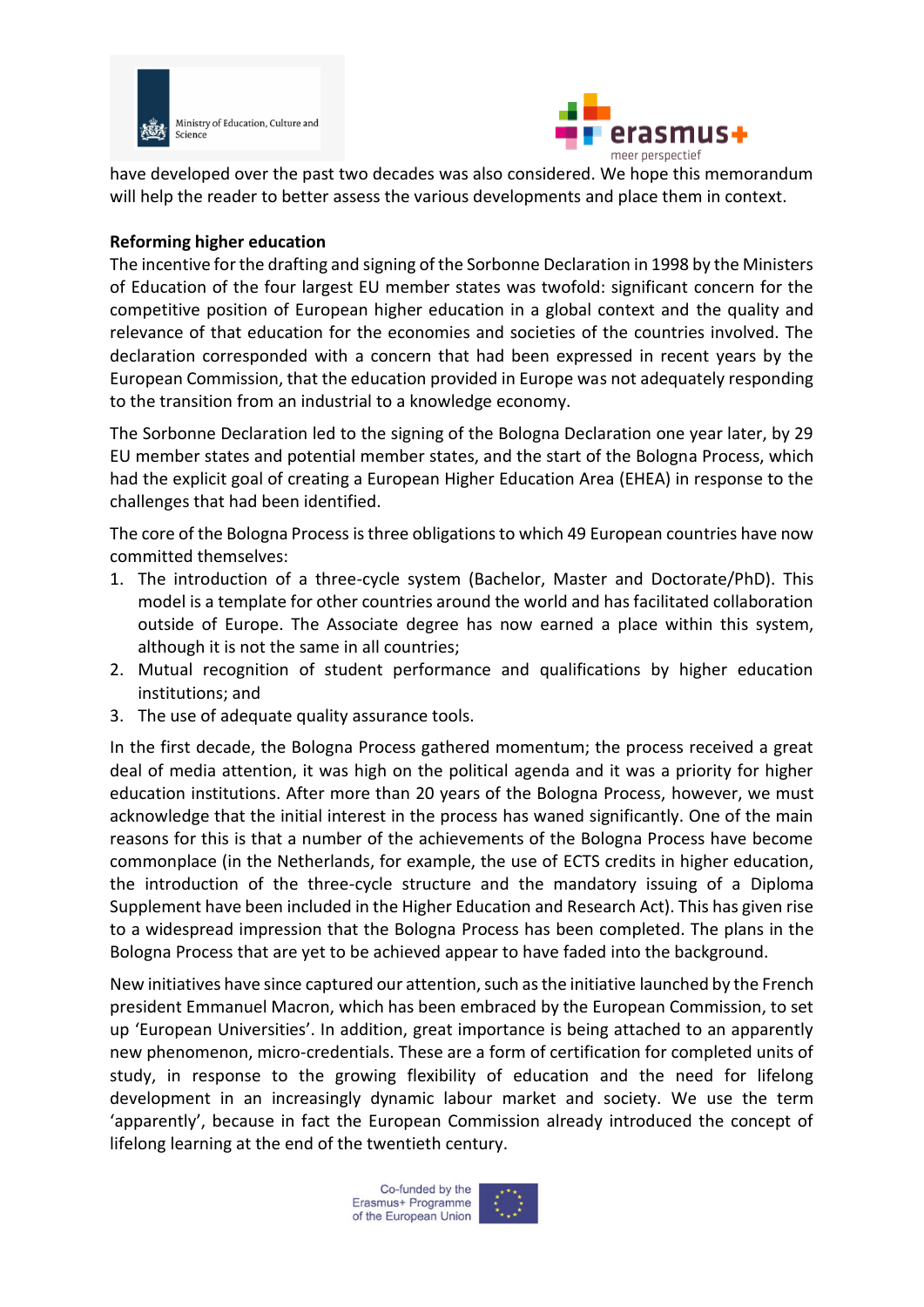have developed over the past two decades was also considered. We hope this memorandum will help the reader to better assess the various developments and place them in context.

**Reforming higher education**

The incentive for the drafting and signing of the Sorbonne Declaration in 1998 by the Ministers of Education of the four largest EU member states was twofold: significant concern for the competitive position of European higher education in a global context and the quality and relevance of that education for the economies and societies of the countries involved. The declaration corresponded with a concern that had been expressed in recent years by the European Commission, that the education provided in Europe was not adequately responding to the transition from an industrial to a knowledge economy.

The Sorbonne Declaration led to the signing of the Bologna Declaration one year later, by 29 EU member states and potential member states, and the start of the Bologna Process, which had the explicit goal of creating a European Higher Education Area (EHEA) in response to the challenges that had been identified.

The core of the Bologna Process is three obligations to which 49 European countries have now committed themselves:

1. The introduction of a three-cycle system (Bachelor, Master and Doctorate/PhD). This model is a template for other countries around the world and has facilitated collaboration outside of Europe. The Associate degree has now earned a place within this system, although it is not the same in all countries;
2. Mutual recognition of student performance and qualifications by higher education institutions; and
3. The use of adequate quality assurance tools.

In the first decade, the Bologna Process gathered momentum; the process received a great deal of media attention, it was high on the political agenda and it was a priority for higher education institutions. After more than 20 years of the Bologna Process, however, we must acknowledge that the initial interest in the process has waned significantly. One of the main reasons for this is that a number of the achievements of the Bologna Process have become commonplace (in the Netherlands, for example, the use of ECTS credits in higher education, the introduction of the three-cycle structure and the mandatory issuing of a Diploma Supplement have been included in the Higher Education and Research Act). This has given rise to a widespread impression that the Bologna Process has been completed. The plans in the Bologna Process that are yet to be achieved appear to have faded into the background.

New initiatives have since captured our attention, such as the initiative launched by the French president Emmanuel Macron, which has been embraced by the European Commission, to set up 'European Universities'. In addition, great importance is being attached to an apparently new phenomenon, micro-credentials. These are a form of certification for completed units of study, in response to the growing flexibility of education and the need for lifelong development in an increasingly dynamic labour market and society. We use the term 'apparently', because in fact the European Commission already introduced the concept of lifelong learning at the end of the twentieth century.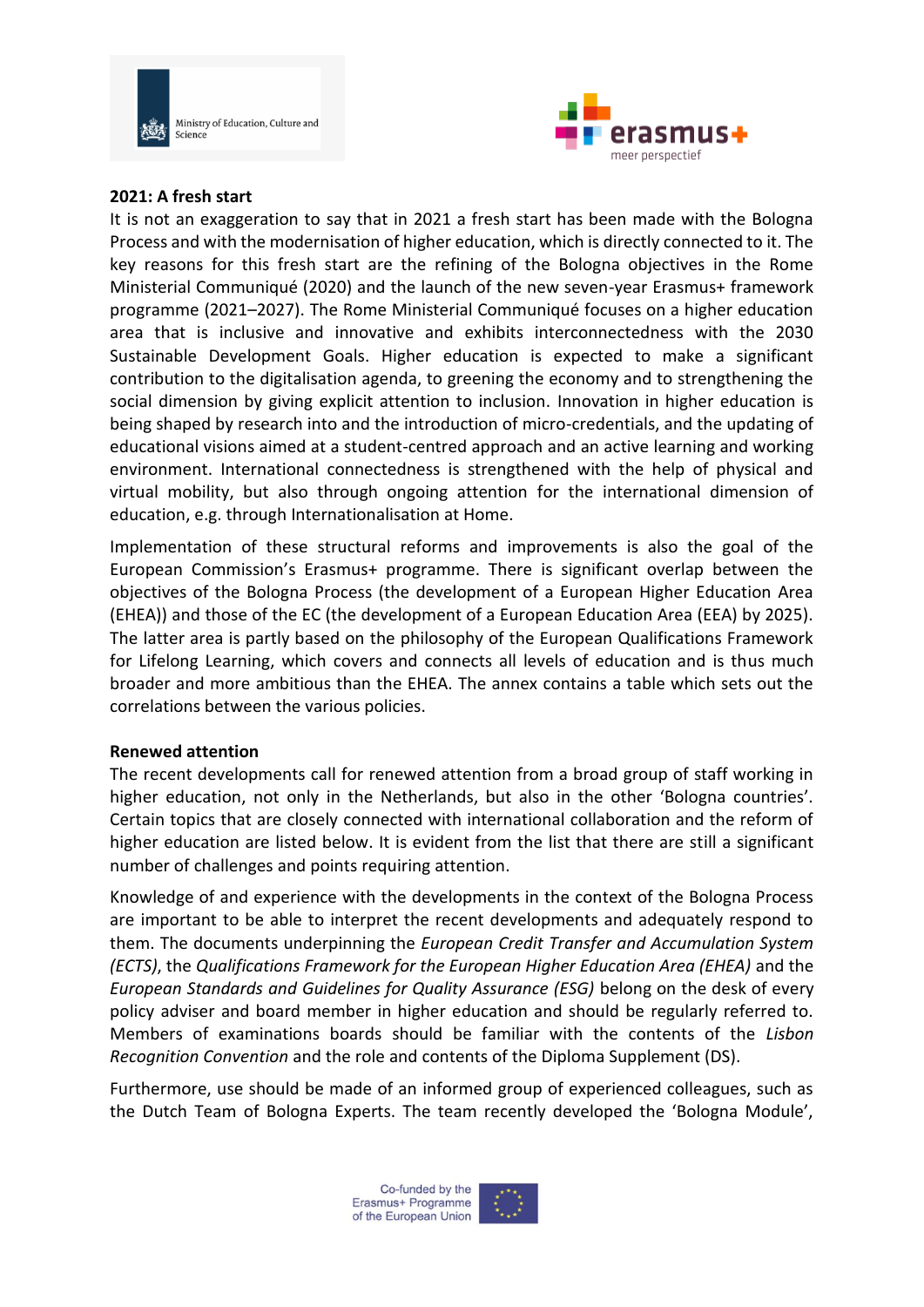**2021: A fresh start**

It is not an exaggeration to say that in 2021 a fresh start has been made with the Bologna Process and with the modernisation of higher education, which is directly connected to it. The key reasons for this fresh start are the refining of the Bologna objectives in the Rome Ministerial Communiqué (2020) and the launch of the new seven-year Erasmus+ framework programme (2021–2027). The Rome Ministerial Communiqué focuses on a higher education area that is inclusive and innovative and exhibits interconnectedness with the 2030 Sustainable Development Goals. Higher education is expected to make a significant contribution to the digitalisation agenda, to greening the economy and to strengthening the social dimension by giving explicit attention to inclusion. Innovation in higher education is being shaped by research into and the introduction of micro-credentials, and the updating of educational visions aimed at a student-centred approach and an active learning and working environment. International connectedness is strengthened with the help of physical and virtual mobility, but also through ongoing attention for the international dimension of education, e.g. through Internationalisation at Home.

Implementation of these structural reforms and improvements is also the goal of the European Commission's Erasmus+ programme. There is significant overlap between the objectives of the Bologna Process (the development of a European Higher Education Area (EHEA)) and those of the EC (the development of a European Education Area (EEA) by 2025). The latter area is partly based on the philosophy of the European Qualifications Framework for Lifelong Learning, which covers and connects all levels of education and is thus much broader and more ambitious than the EHEA. The annex contains a table which sets out the correlations between the various policies.

**Renewed attention**

The recent developments call for renewed attention from a broad group of staff working in higher education, not only in the Netherlands, but also in the other 'Bologna countries'. Certain topics that are closely connected with international collaboration and the reform of higher education are listed below. It is evident from the list that there are still a significant number of challenges and points requiring attention.

Knowledge of and experience with the developments in the context of the Bologna Process are important to be able to interpret the recent developments and adequately respond to them. The documents underpinning the *European Credit Transfer and Accumulation System (ECTS)*, the *Qualifications Framework for the European Higher Education Area (EHEA)* and the *European Standards and Guidelines for Quality Assurance (ESG)* belong on the desk of every policy adviser and board member in higher education and should be regularly referred to. Members of examinations boards should be familiar with the contents of the *Lisbon Recognition Convention* and the role and contents of the Diploma Supplement (DS).

Furthermore, use should be made of an informed group of experienced colleagues, such as the Dutch Team of Bologna Experts. The team recently developed the 'Bologna Module',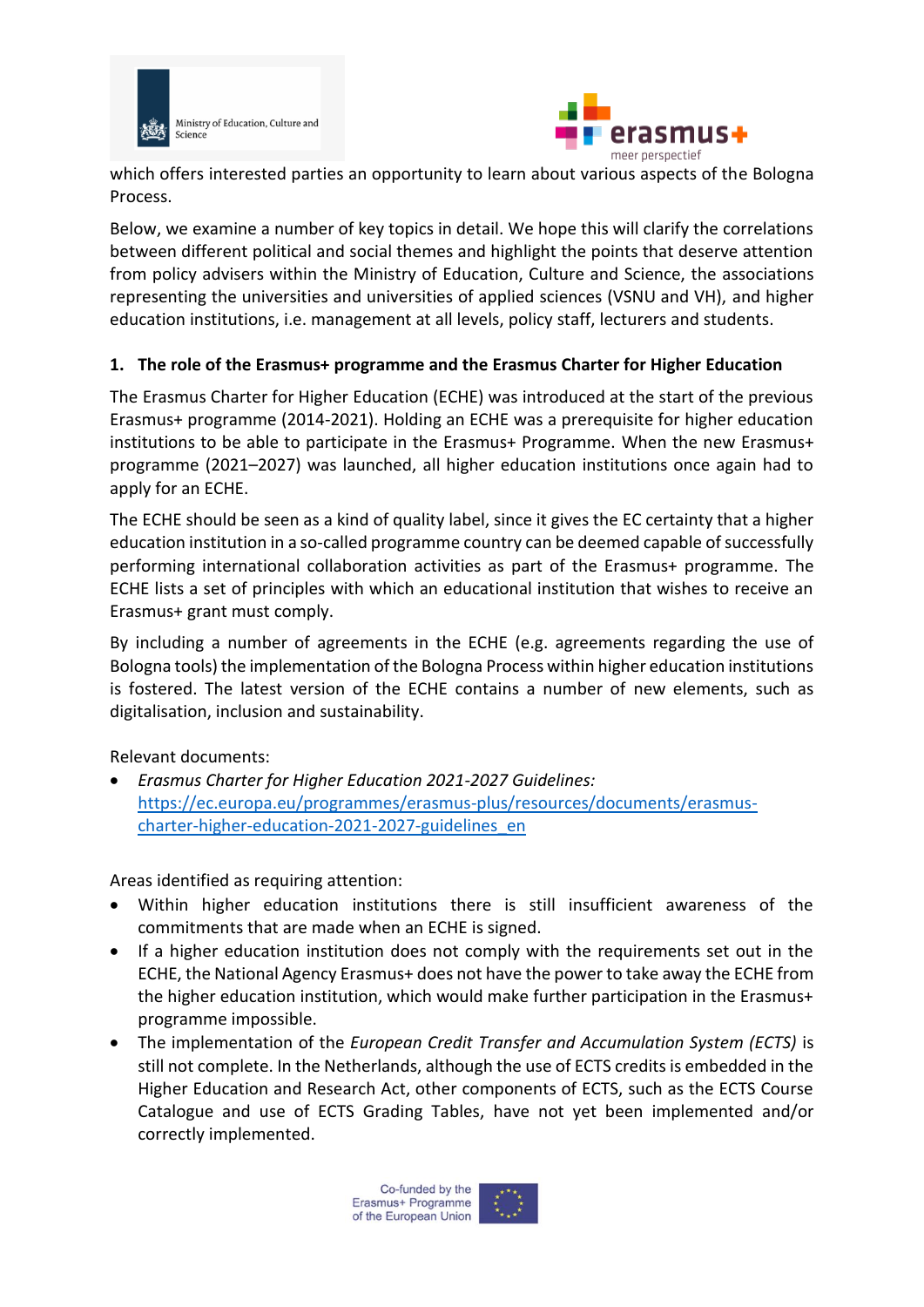which offers interested parties an opportunity to learn about various aspects of the Bologna Process.

Below, we examine a number of key topics in detail. We hope this will clarify the correlations between different political and social themes and highlight the points that deserve attention from policy advisers within the Ministry of Education, Culture and Science, the associations representing the universities and universities of applied sciences (VSNU and VH), and higher education institutions, i.e. management at all levels, policy staff, lecturers and students.

## 1. The role of the Erasmus+ programme and the Erasmus Charter for Higher Education

The Erasmus Charter for Higher Education (ECHE) was introduced at the start of the previous Erasmus+ programme (2014-2021). Holding an ECHE was a prerequisite for higher education institutions to be able to participate in the Erasmus+ Programme. When the new Erasmus+ programme (2021–2027) was launched, all higher education institutions once again had to apply for an ECHE.

The ECHE should be seen as a kind of quality label, since it gives the EC certainty that a higher education institution in a so-called programme country can be deemed capable of successfully performing international collaboration activities as part of the Erasmus+ programme. The ECHE lists a set of principles with which an educational institution that wishes to receive an Erasmus+ grant must comply.

By including a number of agreements in the ECHE (e.g. agreements regarding the use of Bologna tools) the implementation of the Bologna Process within higher education institutions is fostered. The latest version of the ECHE contains a number of new elements, such as digitalisation, inclusion and sustainability.

Relevant documents:

- *Erasmus Charter for Higher Education 2021-2027 Guidelines:* https://ec.europa.eu/programmes/erasmus-plus/resources/documents/erasmus-charter-higher-education-2021-2027-guidelines_en

Areas identified as requiring attention:

- Within higher education institutions there is still insufficient awareness of the commitments that are made when an ECHE is signed.
- If a higher education institution does not comply with the requirements set out in the ECHE, the National Agency Erasmus+ does not have the power to take away the ECHE from the higher education institution, which would make further participation in the Erasmus+ programme impossible.
- The implementation of the *European Credit Transfer and Accumulation System (ECTS)* is still not complete. In the Netherlands, although the use of ECTS credits is embedded in the Higher Education and Research Act, other components of ECTS, such as the ECTS Course Catalogue and use of ECTS Grading Tables, have not yet been implemented and/or correctly implemented.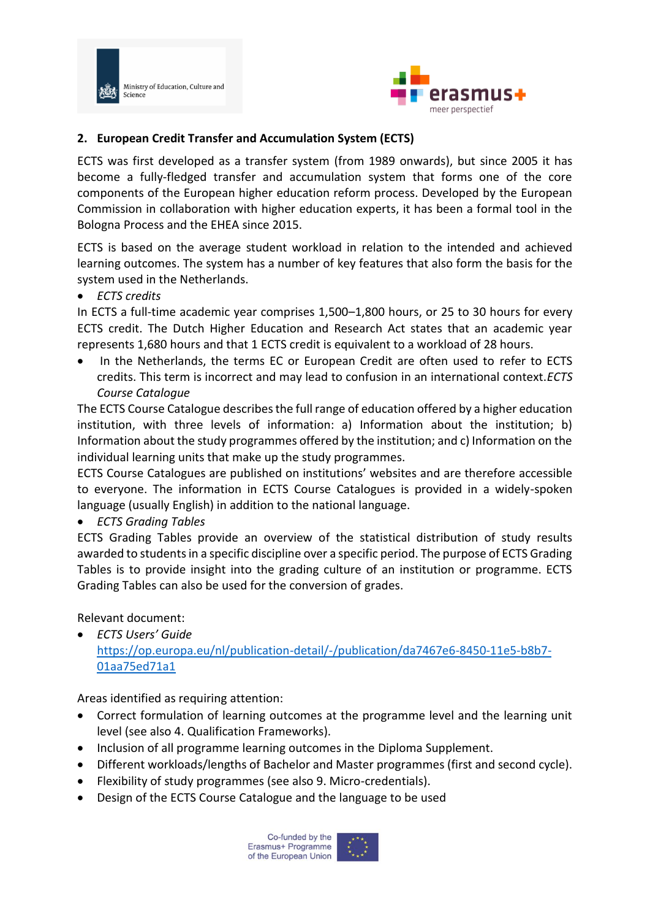## 2. European Credit Transfer and Accumulation System (ECTS)

ECTS was first developed as a transfer system (from 1989 onwards), but since 2005 it has become a fully-fledged transfer and accumulation system that forms one of the core components of the European higher education reform process. Developed by the European Commission in collaboration with higher education experts, it has been a formal tool in the Bologna Process and the EHEA since 2015.

ECTS is based on the average student workload in relation to the intended and achieved learning outcomes. The system has a number of key features that also form the basis for the system used in the Netherlands.

- *ECTS credits*

In ECTS a full-time academic year comprises 1,500–1,800 hours, or 25 to 30 hours for every ECTS credit. The Dutch Higher Education and Research Act states that an academic year represents 1,680 hours and that 1 ECTS credit is equivalent to a workload of 28 hours.

- In the Netherlands, the terms EC or European Credit are often used to refer to ECTS credits. This term is incorrect and may lead to confusion in an international context.*ECTS Course Catalogue*

The ECTS Course Catalogue describes the full range of education offered by a higher education institution, with three levels of information: a) Information about the institution; b) Information about the study programmes offered by the institution; and c) Information on the individual learning units that make up the study programmes.
ECTS Course Catalogues are published on institutions' websites and are therefore accessible to everyone. The information in ECTS Course Catalogues is provided in a widely-spoken language (usually English) in addition to the national language.

- *ECTS Grading Tables*

ECTS Grading Tables provide an overview of the statistical distribution of study results awarded to students in a specific discipline over a specific period. The purpose of ECTS Grading Tables is to provide insight into the grading culture of an institution or programme. ECTS Grading Tables can also be used for the conversion of grades.

Relevant document:

- *ECTS Users' Guide* https://op.europa.eu/nl/publication-detail/-/publication/da7467e6-8450-11e5-b8b7-01aa75ed71a1

Areas identified as requiring attention:

- Correct formulation of learning outcomes at the programme level and the learning unit level (see also 4. Qualification Frameworks).
- Inclusion of all programme learning outcomes in the Diploma Supplement.
- Different workloads/lengths of Bachelor and Master programmes (first and second cycle).
- Flexibility of study programmes (see also 9. Micro-credentials).
- Design of the ECTS Course Catalogue and the language to be used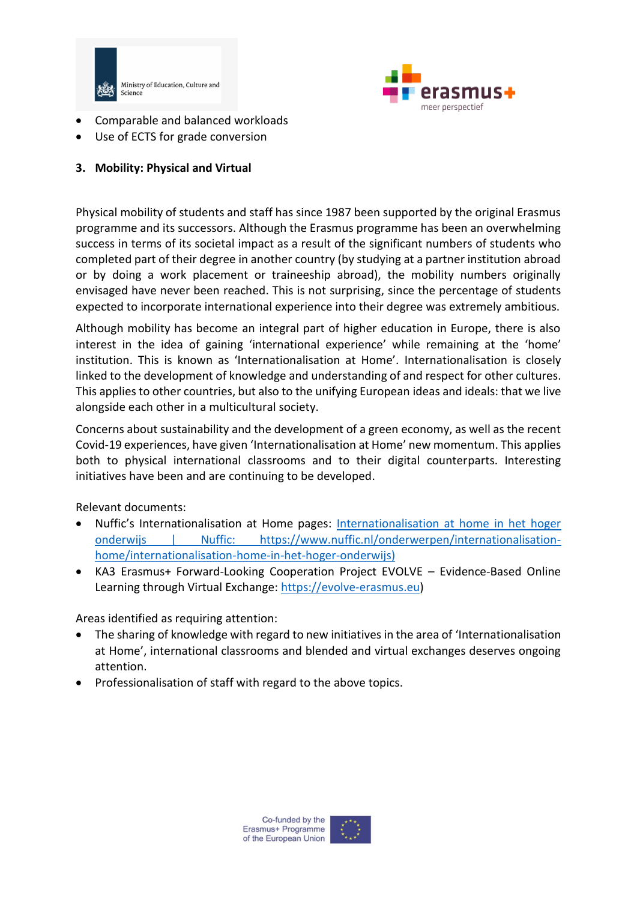- Comparable and balanced workloads
- Use of ECTS for grade conversion

### 3. Mobility: Physical and Virtual

Physical mobility of students and staff has since 1987 been supported by the original Erasmus programme and its successors. Although the Erasmus programme has been an overwhelming success in terms of its societal impact as a result of the significant numbers of students who completed part of their degree in another country (by studying at a partner institution abroad or by doing a work placement or traineeship abroad), the mobility numbers originally envisaged have never been reached. This is not surprising, since the percentage of students expected to incorporate international experience into their degree was extremely ambitious.

Although mobility has become an integral part of higher education in Europe, there is also interest in the idea of gaining 'international experience' while remaining at the 'home' institution. This is known as 'Internationalisation at Home'. Internationalisation is closely linked to the development of knowledge and understanding of and respect for other cultures. This applies to other countries, but also to the unifying European ideas and ideals: that we live alongside each other in a multicultural society.

Concerns about sustainability and the development of a green economy, as well as the recent Covid-19 experiences, have given 'Internationalisation at Home' new momentum. This applies both to physical international classrooms and to their digital counterparts. Interesting initiatives have been and are continuing to be developed.

Relevant documents:

- Nuffic's Internationalisation at Home pages: [Internationalisation at home in het hoger onderwijs | Nuffic: https://www.nuffic.nl/onderwerpen/internationalisation-home/internationalisation-home-in-het-hoger-onderwijs)](https://www.nuffic.nl/onderwerpen/internationalisation-home/internationalisation-home-in-het-hoger-onderwijs)
- KA3 Erasmus+ Forward-Looking Cooperation Project EVOLVE – Evidence-Based Online Learning through Virtual Exchange: [https://evolve-erasmus.eu](https://evolve-erasmus.eu))

Areas identified as requiring attention:

- The sharing of knowledge with regard to new initiatives in the area of 'Internationalisation at Home', international classrooms and blended and virtual exchanges deserves ongoing attention.
- Professionalisation of staff with regard to the above topics.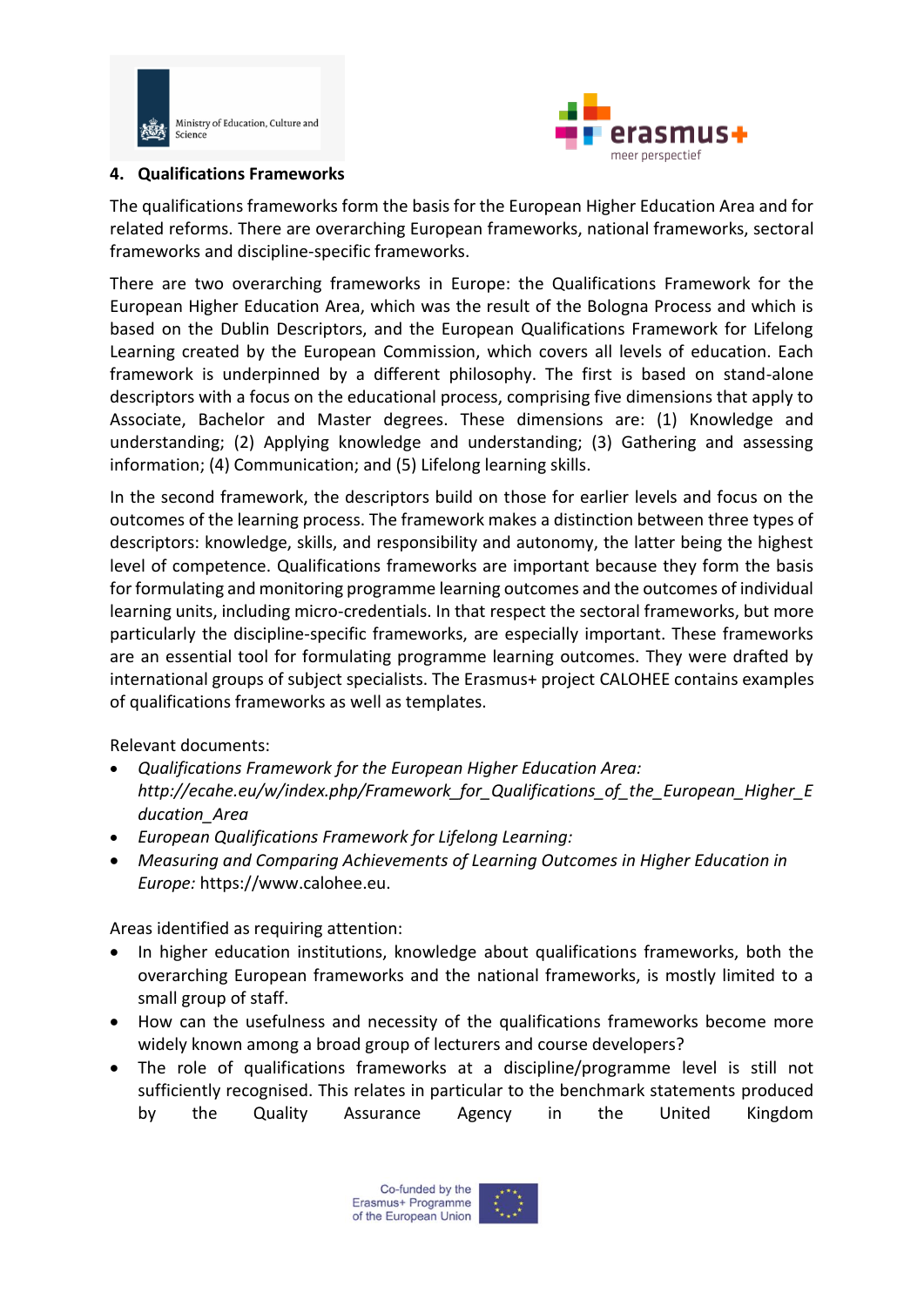## 4. Qualifications Frameworks

The qualifications frameworks form the basis for the European Higher Education Area and for related reforms. There are overarching European frameworks, national frameworks, sectoral frameworks and discipline-specific frameworks.

There are two overarching frameworks in Europe: the Qualifications Framework for the European Higher Education Area, which was the result of the Bologna Process and which is based on the Dublin Descriptors, and the European Qualifications Framework for Lifelong Learning created by the European Commission, which covers all levels of education. Each framework is underpinned by a different philosophy. The first is based on stand-alone descriptors with a focus on the educational process, comprising five dimensions that apply to Associate, Bachelor and Master degrees. These dimensions are: (1) Knowledge and understanding; (2) Applying knowledge and understanding; (3) Gathering and assessing information; (4) Communication; and (5) Lifelong learning skills.

In the second framework, the descriptors build on those for earlier levels and focus on the outcomes of the learning process. The framework makes a distinction between three types of descriptors: knowledge, skills, and responsibility and autonomy, the latter being the highest level of competence. Qualifications frameworks are important because they form the basis for formulating and monitoring programme learning outcomes and the outcomes of individual learning units, including micro-credentials. In that respect the sectoral frameworks, but more particularly the discipline-specific frameworks, are especially important. These frameworks are an essential tool for formulating programme learning outcomes. They were drafted by international groups of subject specialists. The Erasmus+ project CALOHEE contains examples of qualifications frameworks as well as templates.

Relevant documents:

- *Qualifications Framework for the European Higher Education Area: http://ecahe.eu/w/index.php/Framework_for_Qualifications_of_the_European_Higher_Education_Area*
- *European Qualifications Framework for Lifelong Learning:*
- *Measuring and Comparing Achievements of Learning Outcomes in Higher Education in Europe:* https://www.calohee.eu.

Areas identified as requiring attention:

- In higher education institutions, knowledge about qualifications frameworks, both the overarching European frameworks and the national frameworks, is mostly limited to a small group of staff.
- How can the usefulness and necessity of the qualifications frameworks become more widely known among a broad group of lecturers and course developers?
- The role of qualifications frameworks at a discipline/programme level is still not sufficiently recognised. This relates in particular to the benchmark statements produced by the Quality Assurance Agency in the United Kingdom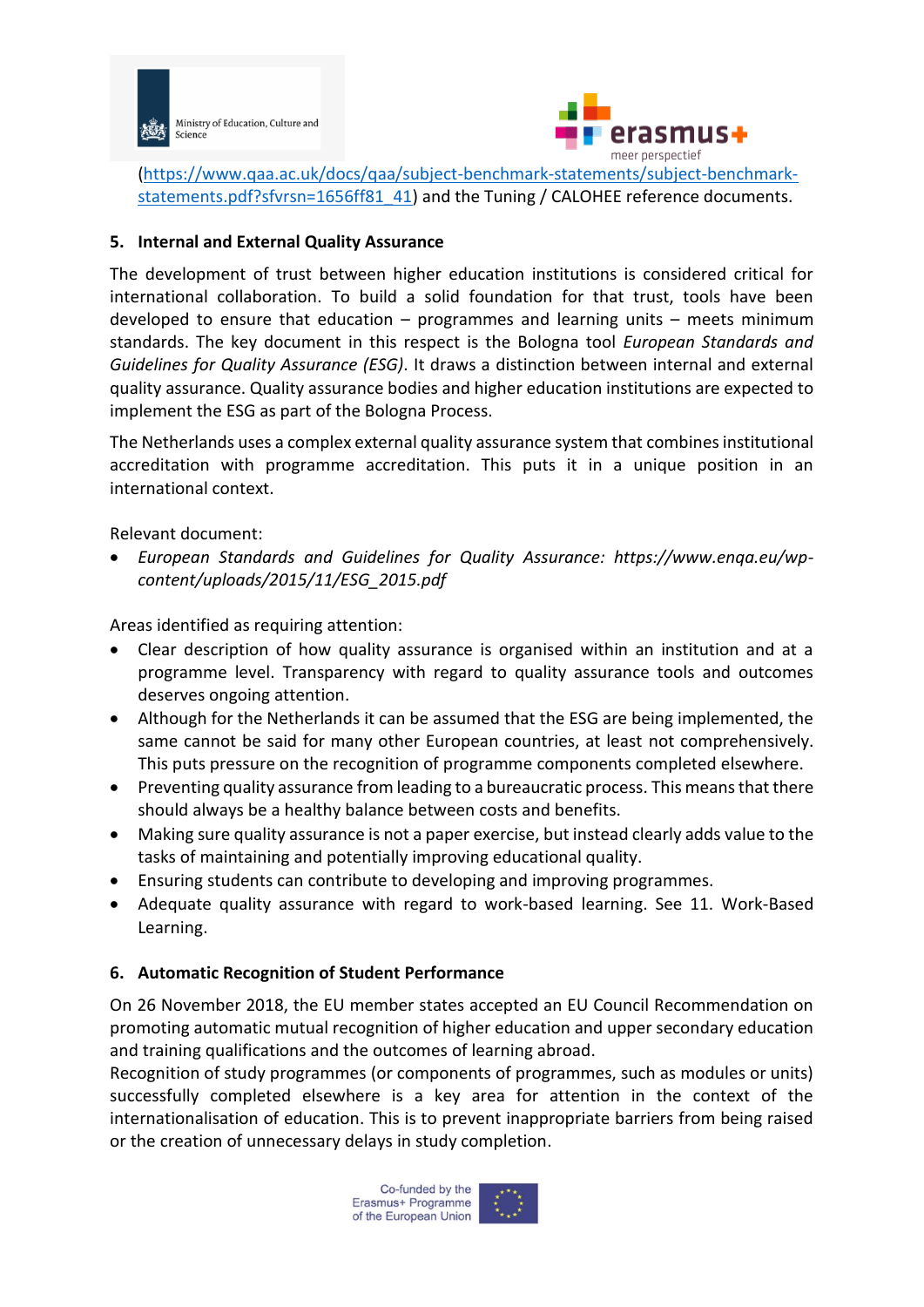(https://www.qaa.ac.uk/docs/qaa/subject-benchmark-statements/subject-benchmark-statements.pdf?sfvrsn=1656ff81_41) and the Tuning / CALOHEE reference documents.

## 5. Internal and External Quality Assurance

The development of trust between higher education institutions is considered critical for international collaboration. To build a solid foundation for that trust, tools have been developed to ensure that education – programmes and learning units – meets minimum standards. The key document in this respect is the Bologna tool *European Standards and Guidelines for Quality Assurance (ESG)*. It draws a distinction between internal and external quality assurance. Quality assurance bodies and higher education institutions are expected to implement the ESG as part of the Bologna Process.

The Netherlands uses a complex external quality assurance system that combines institutional accreditation with programme accreditation. This puts it in a unique position in an international context.

Relevant document:

- *European Standards and Guidelines for Quality Assurance: https://www.enqa.eu/wp-content/uploads/2015/11/ESG_2015.pdf*

Areas identified as requiring attention:

- Clear description of how quality assurance is organised within an institution and at a programme level. Transparency with regard to quality assurance tools and outcomes deserves ongoing attention.
- Although for the Netherlands it can be assumed that the ESG are being implemented, the same cannot be said for many other European countries, at least not comprehensively. This puts pressure on the recognition of programme components completed elsewhere.
- Preventing quality assurance from leading to a bureaucratic process. This means that there should always be a healthy balance between costs and benefits.
- Making sure quality assurance is not a paper exercise, but instead clearly adds value to the tasks of maintaining and potentially improving educational quality.
- Ensuring students can contribute to developing and improving programmes.
- Adequate quality assurance with regard to work-based learning. See 11. Work-Based Learning.

## 6. Automatic Recognition of Student Performance

On 26 November 2018, the EU member states accepted an EU Council Recommendation on promoting automatic mutual recognition of higher education and upper secondary education and training qualifications and the outcomes of learning abroad.
Recognition of study programmes (or components of programmes, such as modules or units) successfully completed elsewhere is a key area for attention in the context of the internationalisation of education. This is to prevent inappropriate barriers from being raised or the creation of unnecessary delays in study completion.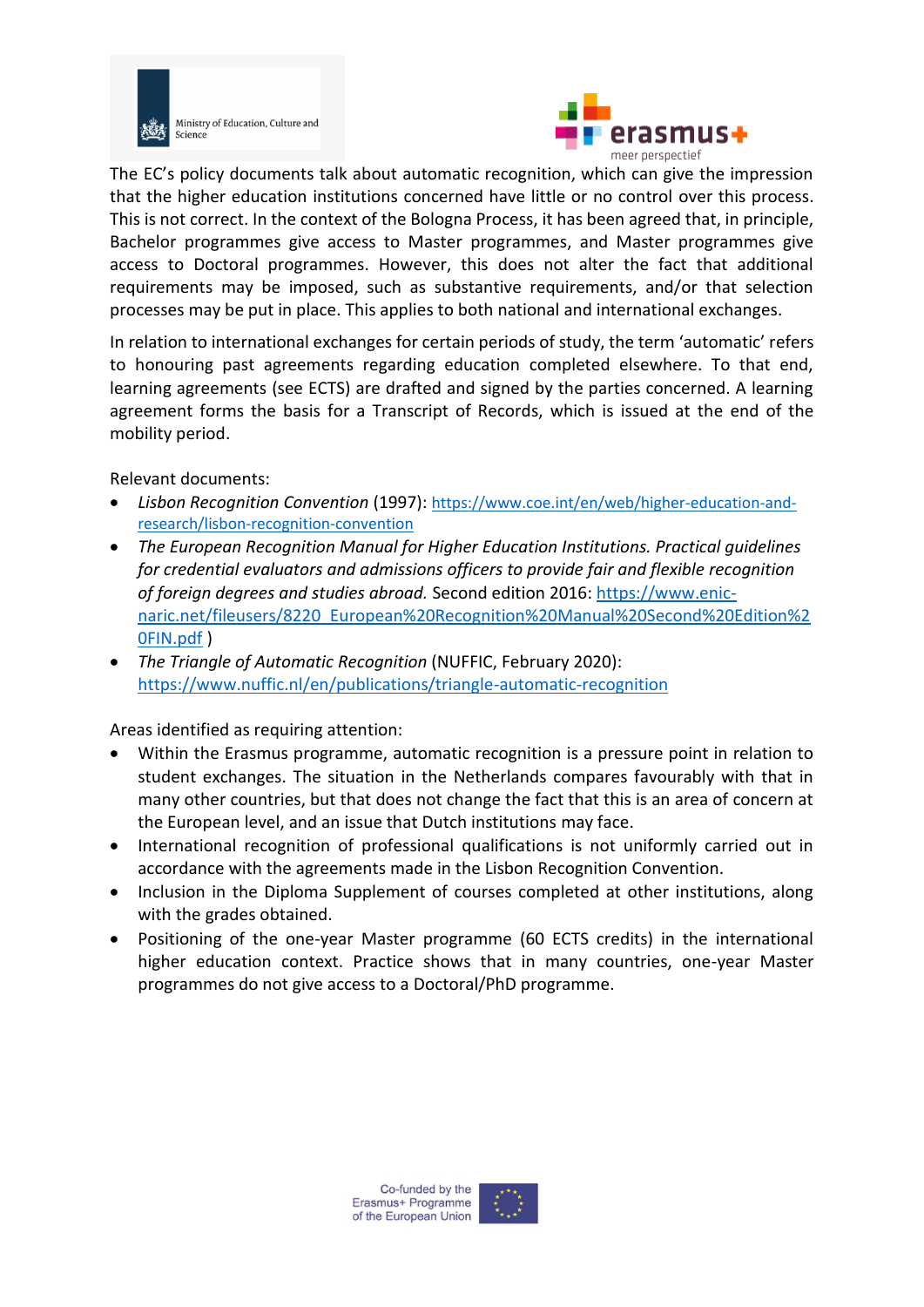The EC's policy documents talk about automatic recognition, which can give the impression that the higher education institutions concerned have little or no control over this process. This is not correct. In the context of the Bologna Process, it has been agreed that, in principle, Bachelor programmes give access to Master programmes, and Master programmes give access to Doctoral programmes. However, this does not alter the fact that additional requirements may be imposed, such as substantive requirements, and/or that selection processes may be put in place. This applies to both national and international exchanges.

In relation to international exchanges for certain periods of study, the term 'automatic' refers to honouring past agreements regarding education completed elsewhere. To that end, learning agreements (see ECTS) are drafted and signed by the parties concerned. A learning agreement forms the basis for a Transcript of Records, which is issued at the end of the mobility period.

Relevant documents:

- *Lisbon Recognition Convention* (1997): https://www.coe.int/en/web/higher-education-and-research/lisbon-recognition-convention
- *The European Recognition Manual for Higher Education Institutions. Practical guidelines for credential evaluators and admissions officers to provide fair and flexible recognition of foreign degrees and studies abroad.* Second edition 2016: https://www.enic-naric.net/fileusers/8220_European%20Recognition%20Manual%20Second%20Edition%20FIN.pdf )
- *The Triangle of Automatic Recognition* (NUFFIC, February 2020): https://www.nuffic.nl/en/publications/triangle-automatic-recognition

Areas identified as requiring attention:

- Within the Erasmus programme, automatic recognition is a pressure point in relation to student exchanges. The situation in the Netherlands compares favourably with that in many other countries, but that does not change the fact that this is an area of concern at the European level, and an issue that Dutch institutions may face.
- International recognition of professional qualifications is not uniformly carried out in accordance with the agreements made in the Lisbon Recognition Convention.
- Inclusion in the Diploma Supplement of courses completed at other institutions, along with the grades obtained.
- Positioning of the one-year Master programme (60 ECTS credits) in the international higher education context. Practice shows that in many countries, one-year Master programmes do not give access to a Doctoral/PhD programme.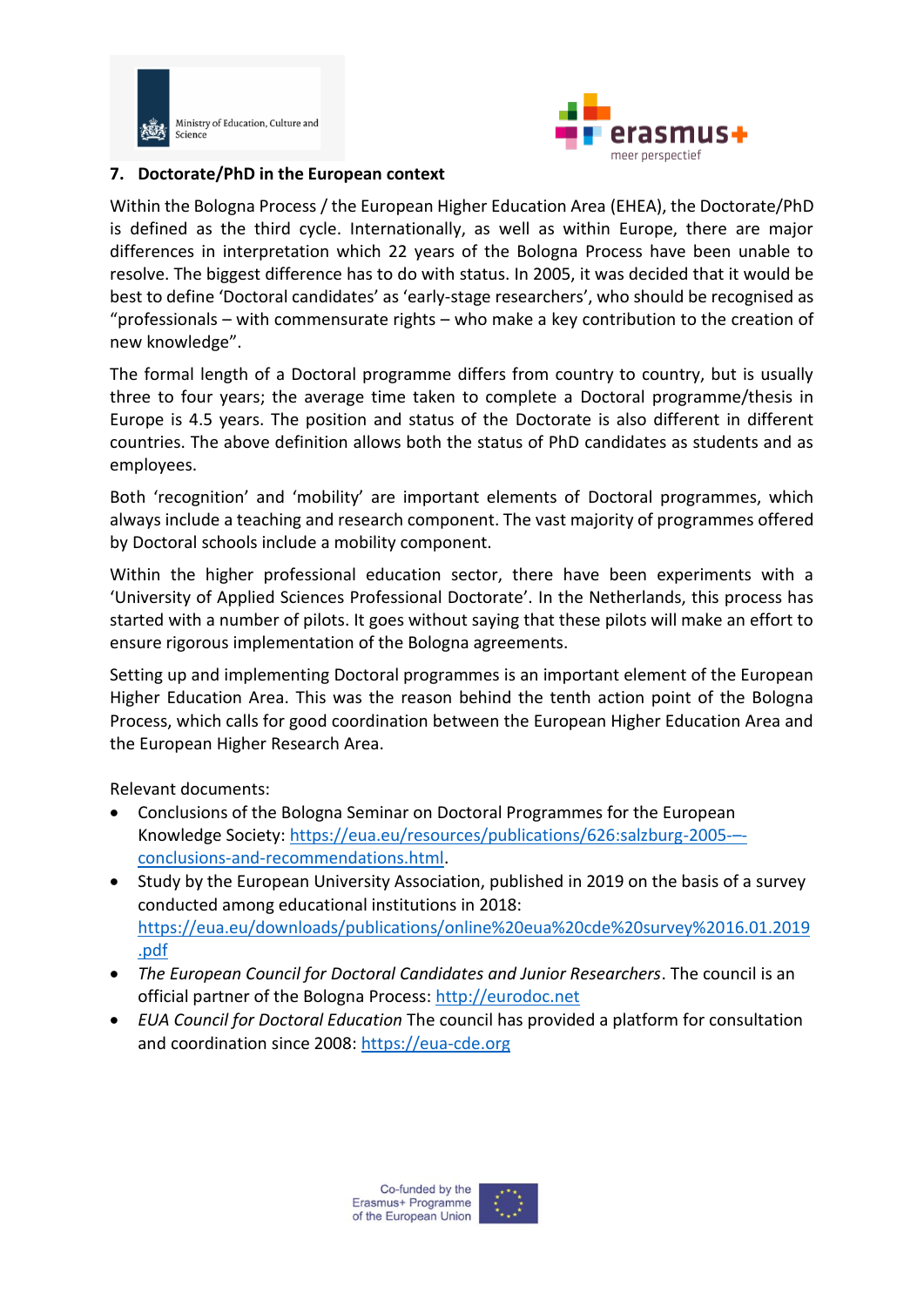## 7. Doctorate/PhD in the European context

Within the Bologna Process / the European Higher Education Area (EHEA), the Doctorate/PhD is defined as the third cycle. Internationally, as well as within Europe, there are major differences in interpretation which 22 years of the Bologna Process have been unable to resolve. The biggest difference has to do with status. In 2005, it was decided that it would be best to define 'Doctoral candidates' as 'early-stage researchers', who should be recognised as "professionals – with commensurate rights – who make a key contribution to the creation of new knowledge".

The formal length of a Doctoral programme differs from country to country, but is usually three to four years; the average time taken to complete a Doctoral programme/thesis in Europe is 4.5 years. The position and status of the Doctorate is also different in different countries. The above definition allows both the status of PhD candidates as students and as employees.

Both 'recognition' and 'mobility' are important elements of Doctoral programmes, which always include a teaching and research component. The vast majority of programmes offered by Doctoral schools include a mobility component.

Within the higher professional education sector, there have been experiments with a 'University of Applied Sciences Professional Doctorate'. In the Netherlands, this process has started with a number of pilots. It goes without saying that these pilots will make an effort to ensure rigorous implementation of the Bologna agreements.

Setting up and implementing Doctoral programmes is an important element of the European Higher Education Area. This was the reason behind the tenth action point of the Bologna Process, which calls for good coordination between the European Higher Education Area and the European Higher Research Area.

Relevant documents:

- Conclusions of the Bologna Seminar on Doctoral Programmes for the European Knowledge Society: https://eua.eu/resources/publications/626:salzburg-2005-–-conclusions-and-recommendations.html.
- Study by the European University Association, published in 2019 on the basis of a survey conducted among educational institutions in 2018: https://eua.eu/downloads/publications/online%20eua%20cde%20survey%2016.01.2019.pdf
- *The European Council for Doctoral Candidates and Junior Researchers*. The council is an official partner of the Bologna Process: http://eurodoc.net
- *EUA Council for Doctoral Education* The council has provided a platform for consultation and coordination since 2008: https://eua-cde.org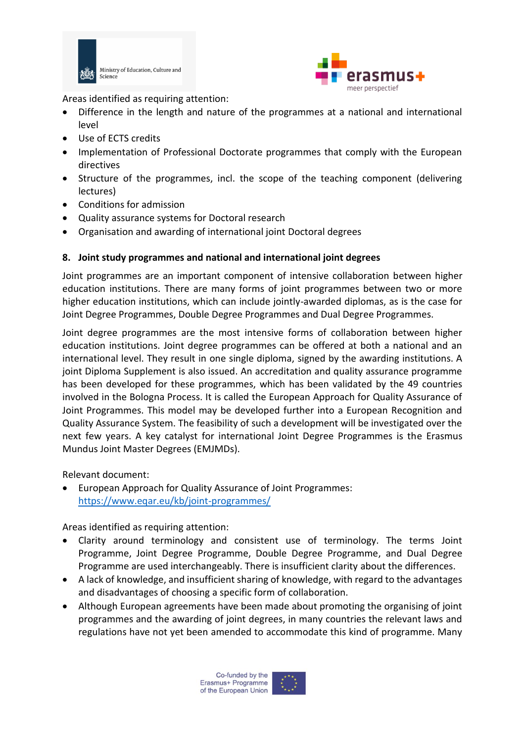Areas identified as requiring attention:

- Difference in the length and nature of the programmes at a national and international level
- Use of ECTS credits
- Implementation of Professional Doctorate programmes that comply with the European directives
- Structure of the programmes, incl. the scope of the teaching component (delivering lectures)
- Conditions for admission
- Quality assurance systems for Doctoral research
- Organisation and awarding of international joint Doctoral degrees

### 8. Joint study programmes and national and international joint degrees

Joint programmes are an important component of intensive collaboration between higher education institutions. There are many forms of joint programmes between two or more higher education institutions, which can include jointly-awarded diplomas, as is the case for Joint Degree Programmes, Double Degree Programmes and Dual Degree Programmes.

Joint degree programmes are the most intensive forms of collaboration between higher education institutions. Joint degree programmes can be offered at both a national and an international level. They result in one single diploma, signed by the awarding institutions. A joint Diploma Supplement is also issued. An accreditation and quality assurance programme has been developed for these programmes, which has been validated by the 49 countries involved in the Bologna Process. It is called the European Approach for Quality Assurance of Joint Programmes. This model may be developed further into a European Recognition and Quality Assurance System. The feasibility of such a development will be investigated over the next few years. A key catalyst for international Joint Degree Programmes is the Erasmus Mundus Joint Master Degrees (EMJMDs).

Relevant document:

- European Approach for Quality Assurance of Joint Programmes: https://www.eqar.eu/kb/joint-programmes/

Areas identified as requiring attention:

- Clarity around terminology and consistent use of terminology. The terms Joint Programme, Joint Degree Programme, Double Degree Programme, and Dual Degree Programme are used interchangeably. There is insufficient clarity about the differences.
- A lack of knowledge, and insufficient sharing of knowledge, with regard to the advantages and disadvantages of choosing a specific form of collaboration.
- Although European agreements have been made about promoting the organising of joint programmes and the awarding of joint degrees, in many countries the relevant laws and regulations have not yet been amended to accommodate this kind of programme. Many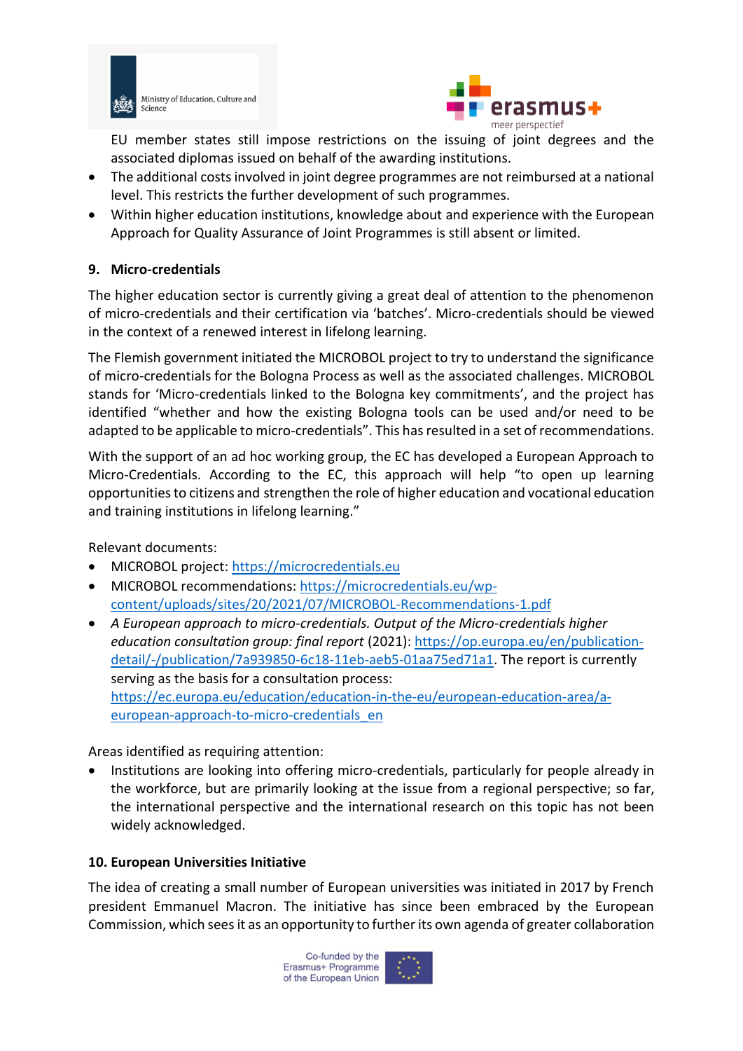EU member states still impose restrictions on the issuing of joint degrees and the associated diplomas issued on behalf of the awarding institutions.

- The additional costs involved in joint degree programmes are not reimbursed at a national level. This restricts the further development of such programmes.
- Within higher education institutions, knowledge about and experience with the European Approach for Quality Assurance of Joint Programmes is still absent or limited.

## 9. Micro-credentials

The higher education sector is currently giving a great deal of attention to the phenomenon of micro-credentials and their certification via 'batches'. Micro-credentials should be viewed in the context of a renewed interest in lifelong learning.

The Flemish government initiated the MICROBOL project to try to understand the significance of micro-credentials for the Bologna Process as well as the associated challenges. MICROBOL stands for 'Micro-credentials linked to the Bologna key commitments', and the project has identified "whether and how the existing Bologna tools can be used and/or need to be adapted to be applicable to micro-credentials". This has resulted in a set of recommendations.

With the support of an ad hoc working group, the EC has developed a European Approach to Micro-Credentials. According to the EC, this approach will help "to open up learning opportunities to citizens and strengthen the role of higher education and vocational education and training institutions in lifelong learning."

Relevant documents:

- MICROBOL project: https://microcredentials.eu
- MICROBOL recommendations: https://microcredentials.eu/wp-content/uploads/sites/20/2021/07/MICROBOL-Recommendations-1.pdf
- *A European approach to micro-credentials. Output of the Micro-credentials higher education consultation group: final report* (2021): https://op.europa.eu/en/publication-detail/-/publication/7a939850-6c18-11eb-aeb5-01aa75ed71a1. The report is currently serving as the basis for a consultation process: https://ec.europa.eu/education/education-in-the-eu/european-education-area/a-european-approach-to-micro-credentials_en

Areas identified as requiring attention:

- Institutions are looking into offering micro-credentials, particularly for people already in the workforce, but are primarily looking at the issue from a regional perspective; so far, the international perspective and the international research on this topic has not been widely acknowledged.

## 10. European Universities Initiative

The idea of creating a small number of European universities was initiated in 2017 by French president Emmanuel Macron. The initiative has since been embraced by the European Commission, which sees it as an opportunity to further its own agenda of greater collaboration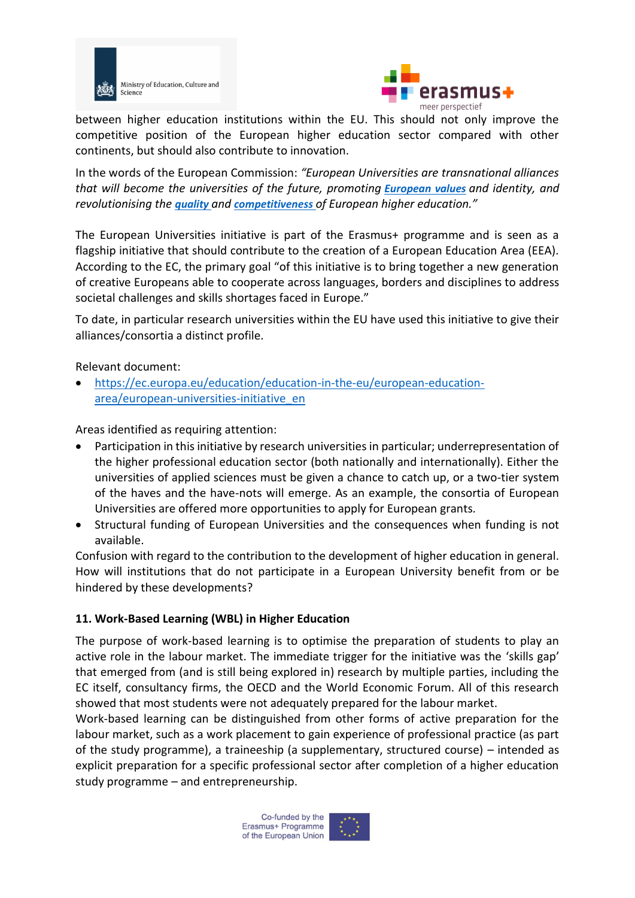between higher education institutions within the EU. This should not only improve the competitive position of the European higher education sector compared with other continents, but should also contribute to innovation.

In the words of the European Commission: *"European Universities are transnational alliances that will become the universities of the future, promoting **European values** and identity, and revolutionising the **quality** and **competitiveness** of European higher education."*

The European Universities initiative is part of the Erasmus+ programme and is seen as a flagship initiative that should contribute to the creation of a European Education Area (EEA). According to the EC, the primary goal "of this initiative is to bring together a new generation of creative Europeans able to cooperate across languages, borders and disciplines to address societal challenges and skills shortages faced in Europe."

To date, in particular research universities within the EU have used this initiative to give their alliances/consortia a distinct profile.

Relevant document:

- https://ec.europa.eu/education/education-in-the-eu/european-education-area/european-universities-initiative_en

Areas identified as requiring attention:

- Participation in this initiative by research universities in particular; underrepresentation of the higher professional education sector (both nationally and internationally). Either the universities of applied sciences must be given a chance to catch up, or a two-tier system of the haves and the have-nots will emerge. As an example, the consortia of European Universities are offered more opportunities to apply for European grants.
- Structural funding of European Universities and the consequences when funding is not available.

Confusion with regard to the contribution to the development of higher education in general. How will institutions that do not participate in a European University benefit from or be hindered by these developments?

**11. Work-Based Learning (WBL) in Higher Education**

The purpose of work-based learning is to optimise the preparation of students to play an active role in the labour market. The immediate trigger for the initiative was the 'skills gap' that emerged from (and is still being explored in) research by multiple parties, including the EC itself, consultancy firms, the OECD and the World Economic Forum. All of this research showed that most students were not adequately prepared for the labour market.

Work-based learning can be distinguished from other forms of active preparation for the labour market, such as a work placement to gain experience of professional practice (as part of the study programme), a traineeship (a supplementary, structured course) – intended as explicit preparation for a specific professional sector after completion of a higher education study programme – and entrepreneurship.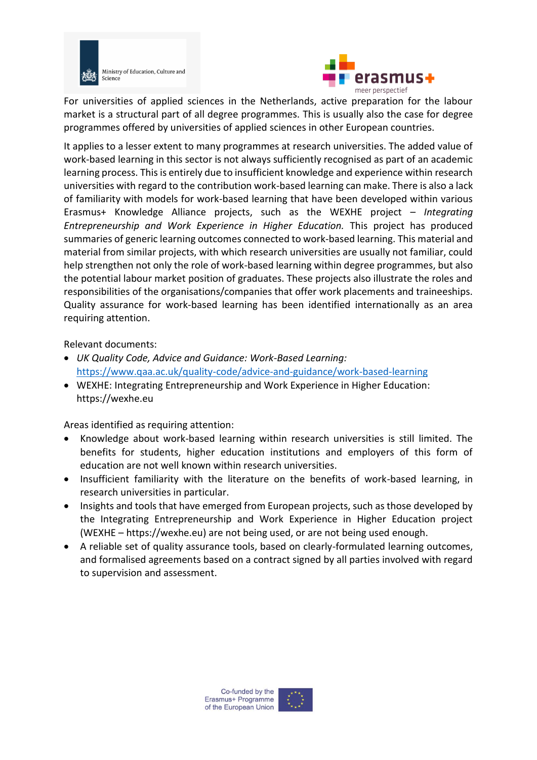For universities of applied sciences in the Netherlands, active preparation for the labour market is a structural part of all degree programmes. This is usually also the case for degree programmes offered by universities of applied sciences in other European countries.

It applies to a lesser extent to many programmes at research universities. The added value of work-based learning in this sector is not always sufficiently recognised as part of an academic learning process. This is entirely due to insufficient knowledge and experience within research universities with regard to the contribution work-based learning can make. There is also a lack of familiarity with models for work-based learning that have been developed within various Erasmus+ Knowledge Alliance projects, such as the WEXHE project – *Integrating Entrepreneurship and Work Experience in Higher Education.* This project has produced summaries of generic learning outcomes connected to work-based learning. This material and material from similar projects, with which research universities are usually not familiar, could help strengthen not only the role of work-based learning within degree programmes, but also the potential labour market position of graduates. These projects also illustrate the roles and responsibilities of the organisations/companies that offer work placements and traineeships. Quality assurance for work-based learning has been identified internationally as an area requiring attention.

Relevant documents:

- *UK Quality Code, Advice and Guidance: Work-Based Learning:* https://www.qaa.ac.uk/quality-code/advice-and-guidance/work-based-learning
- WEXHE: Integrating Entrepreneurship and Work Experience in Higher Education: https://wexhe.eu

Areas identified as requiring attention:

- Knowledge about work-based learning within research universities is still limited. The benefits for students, higher education institutions and employers of this form of education are not well known within research universities.
- Insufficient familiarity with the literature on the benefits of work-based learning, in research universities in particular.
- Insights and tools that have emerged from European projects, such as those developed by the Integrating Entrepreneurship and Work Experience in Higher Education project (WEXHE – https://wexhe.eu) are not being used, or are not being used enough.
- A reliable set of quality assurance tools, based on clearly-formulated learning outcomes, and formalised agreements based on a contract signed by all parties involved with regard to supervision and assessment.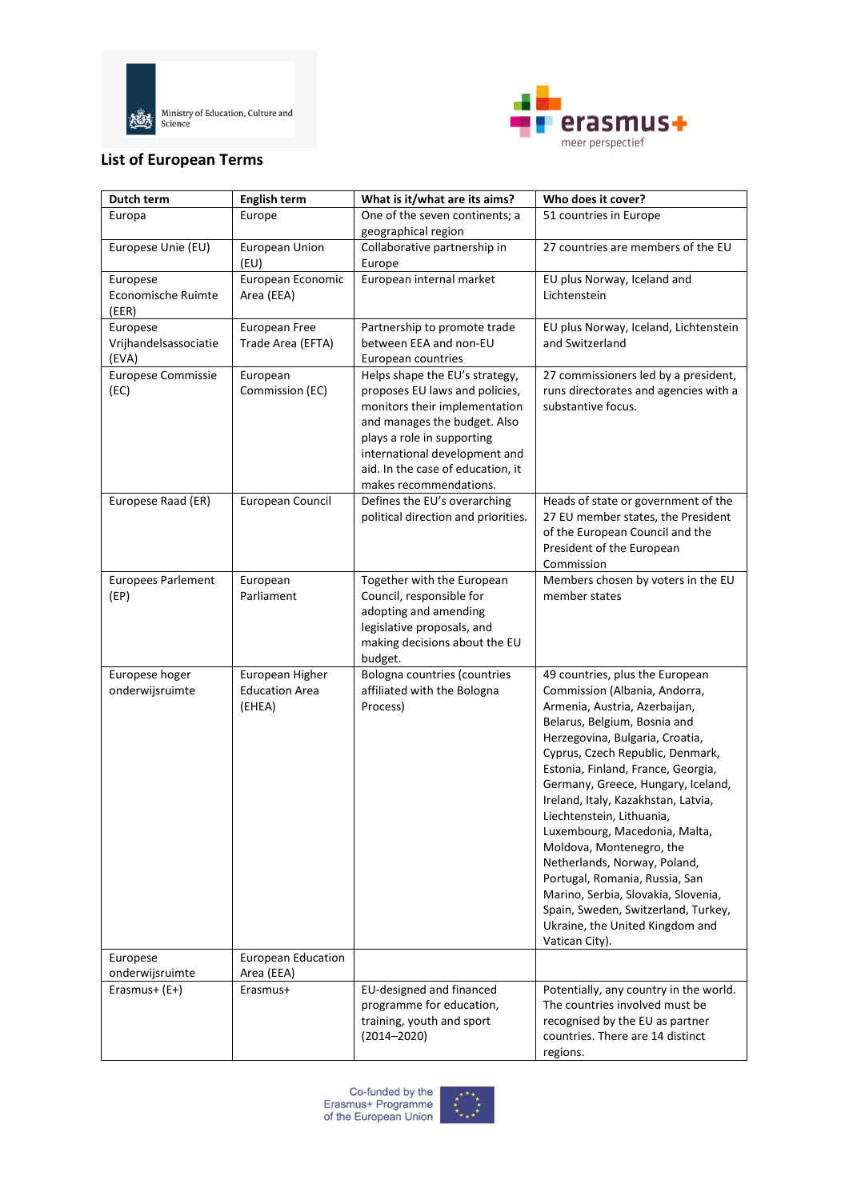Ministry of Education, Culture and Science

erasmus+ meer perspectief

## List of European Terms

| Dutch term | English term | What is it/what are its aims? | Who does it cover? |
|---|---|---|---|
| Europa | Europe | One of the seven continents; a geographical region | 51 countries in Europe |
| Europese Unie (EU) | European Union (EU) | Collaborative partnership in Europe | 27 countries are members of the EU |
| Europese Economische Ruimte (EER) | European Economic Area (EEA) | European internal market | EU plus Norway, Iceland and Lichtenstein |
| Europese Vrijhandelsassociatie (EVA) | European Free Trade Area (EFTA) | Partnership to promote trade between EEA and non-EU European countries | EU plus Norway, Iceland, Lichtenstein and Switzerland |
| Europese Commissie (EC) | European Commission (EC) | Helps shape the EU's strategy, proposes EU laws and policies, monitors their implementation and manages the budget. Also plays a role in supporting international development and aid. In the case of education, it makes recommendations. | 27 commissioners led by a president, runs directorates and agencies with a substantive focus. |
| Europese Raad (ER) | European Council | Defines the EU's overarching political direction and priorities. | Heads of state or government of the 27 EU member states, the President of the European Council and the President of the European Commission |
| Europees Parlement (EP) | European Parliament | Together with the European Council, responsible for adopting and amending legislative proposals, and making decisions about the EU budget. | Members chosen by voters in the EU member states |
| Europese hoger onderwijsruimte | European Higher Education Area (EHEA) | Bologna countries (countries affiliated with the Bologna Process) | 49 countries, plus the European Commission (Albania, Andorra, Armenia, Austria, Azerbaijan, Belarus, Belgium, Bosnia and Herzegovina, Bulgaria, Croatia, Cyprus, Czech Republic, Denmark, Estonia, Finland, France, Georgia, Germany, Greece, Hungary, Iceland, Ireland, Italy, Kazakhstan, Latvia, Liechtenstein, Lithuania, Luxembourg, Macedonia, Malta, Moldova, Montenegro, the Netherlands, Norway, Poland, Portugal, Romania, Russia, San Marino, Serbia, Slovakia, Slovenia, Spain, Sweden, Switzerland, Turkey, Ukraine, the United Kingdom and Vatican City). |
| Europese onderwijsruimte | European Education Area (EEA) | | |
| Erasmus+ (E+) | Erasmus+ | EU-designed and financed programme for education, training, youth and sport (2014–2020) | Potentially, any country in the world. The countries involved must be recognised by the EU as partner countries. There are 14 distinct regions. |

Co-funded by the Erasmus+ Programme of the European Union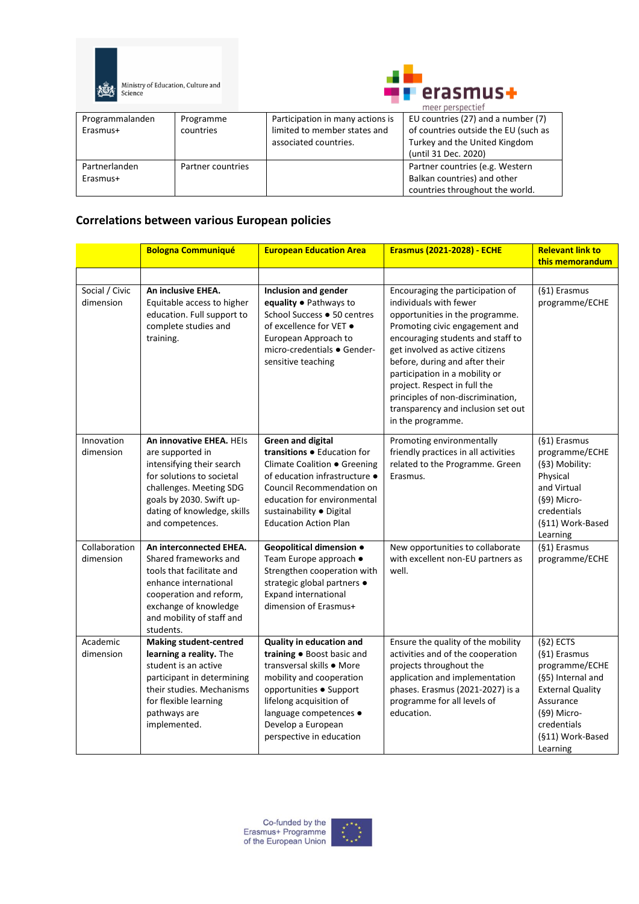| Programmalanden Erasmus+ | Programme countries | Participation in many actions is limited to member states and associated countries. | EU countries (27) and a number (7) of countries outside the EU (such as Turkey and the United Kingdom (until 31 Dec. 2020) |
|---|---|---|---|
| Partnerlanden Erasmus+ | Partner countries | | Partner countries (e.g. Western Balkan countries) and other countries throughout the world. |

## Correlations between various European policies

| | Bologna Communiqué | European Education Area | Erasmus (2021-2028) - ECHE | Relevant link to this memorandum |
|---|---|---|---|---|
| | | | | |
| Social / Civic dimension | **An inclusive EHEA.** Equitable access to higher education. Full support to complete studies and training. | **Inclusion and gender equality** ● Pathways to School Success ● 50 centres of excellence for VET ● European Approach to micro-credentials ● Gender-sensitive teaching | Encouraging the participation of individuals with fewer opportunities in the programme. Promoting civic engagement and encouraging students and staff to get involved as active citizens before, during and after their participation in a mobility or project. Respect in full the principles of non-discrimination, transparency and inclusion set out in the programme. | (§1) Erasmus programme/ECHE |
| Innovation dimension | **An innovative EHEA.** HEIs are supported in intensifying their search for solutions to societal challenges. Meeting SDG goals by 2030. Swift up-dating of knowledge, skills and competences. | **Green and digital transitions** ● Education for Climate Coalition ● Greening of education infrastructure ● Council Recommendation on education for environmental sustainability ● Digital Education Action Plan | Promoting environmentally friendly practices in all activities related to the Programme. Green Erasmus. | (§1) Erasmus programme/ECHE (§3) Mobility: Physical and Virtual (§9) Micro-credentials (§11) Work-Based Learning |
| Collaboration dimension | **An interconnected EHEA.** Shared frameworks and tools that facilitate and enhance international cooperation and reform, exchange of knowledge and mobility of staff and students. | **Geopolitical dimension** ● Team Europe approach ● Strengthen cooperation with strategic global partners ● Expand international dimension of Erasmus+ | New opportunities to collaborate with excellent non-EU partners as well. | (§1) Erasmus programme/ECHE |
| Academic dimension | **Making student-centred learning a reality.** The student is an active participant in determining their studies. Mechanisms for flexible learning pathways are implemented. | **Quality in education and training** ● Boost basic and transversal skills ● More mobility and cooperation opportunities ● Support lifelong acquisition of language competences ● Develop a European perspective in education | Ensure the quality of the mobility activities and of the cooperation projects throughout the application and implementation phases. Erasmus (2021-2027) is a programme for all levels of education. | (§2) ECTS (§1) Erasmus programme/ECHE (§5) Internal and External Quality Assurance (§9) Micro-credentials (§11) Work-Based Learning |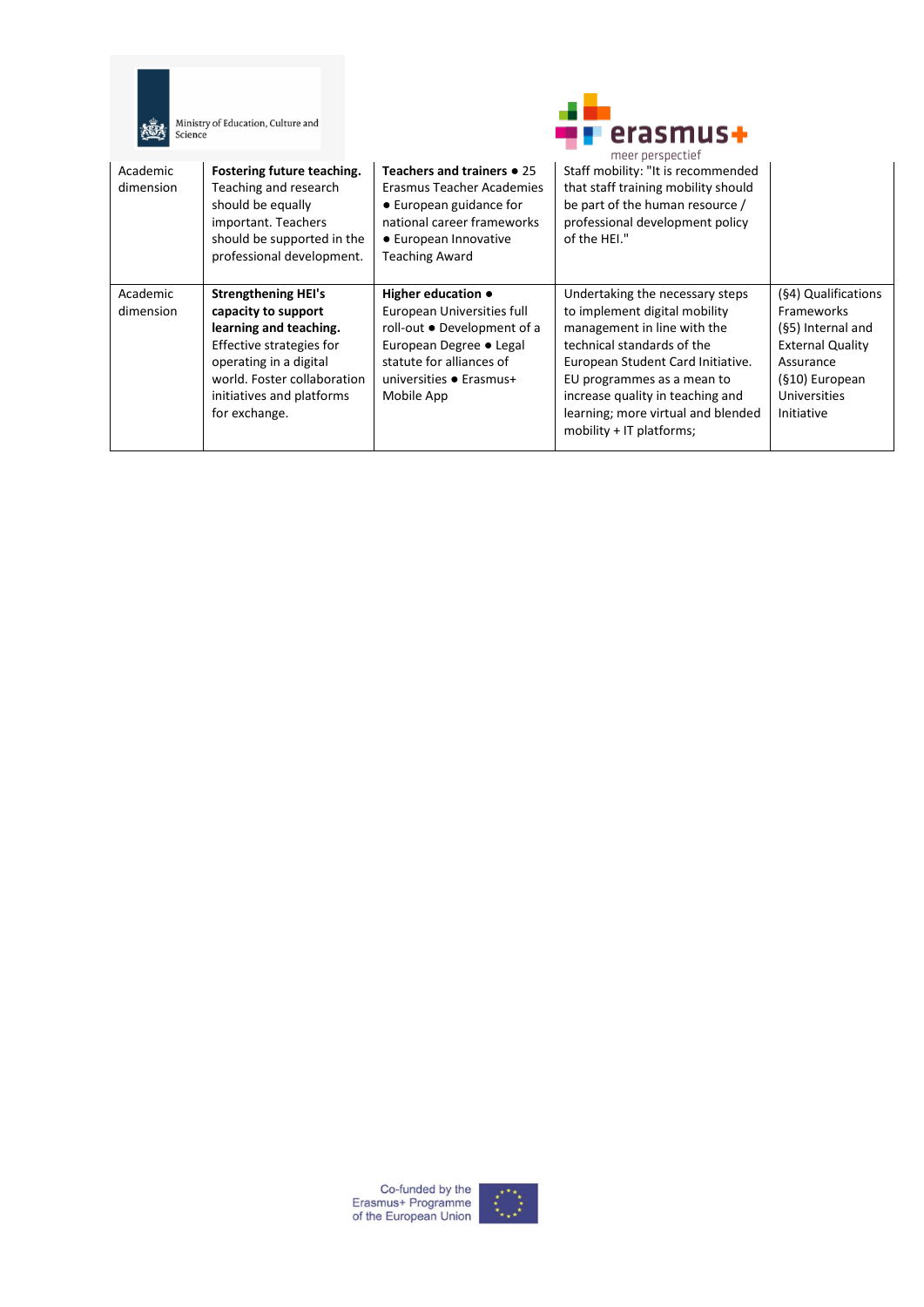| | | | | |
|---|---|---|---|---|
| Academic dimension | **Fostering future teaching.** Teaching and research should be equally important. Teachers should be supported in the professional development. | **Teachers and trainers** ● 25 Erasmus Teacher Academies ● European guidance for national career frameworks ● European Innovative Teaching Award | Staff mobility: "It is recommended that staff training mobility should be part of the human resource / professional development policy of the HEI." | |
| Academic dimension | **Strengthening HEI's capacity to support learning and teaching.** Effective strategies for operating in a digital world. Foster collaboration initiatives and platforms for exchange. | **Higher education** ● European Universities full roll-out ● Development of a European Degree ● Legal statute for alliances of universities ● Erasmus+ Mobile App | Undertaking the necessary steps to implement digital mobility management in line with the technical standards of the European Student Card Initiative. EU programmes as a mean to increase quality in teaching and learning; more virtual and blended mobility + IT platforms; | (§4) Qualifications Frameworks (§5) Internal and External Quality Assurance (§10) European Universities Initiative |

Co-funded by the Erasmus+ Programme of the European Union